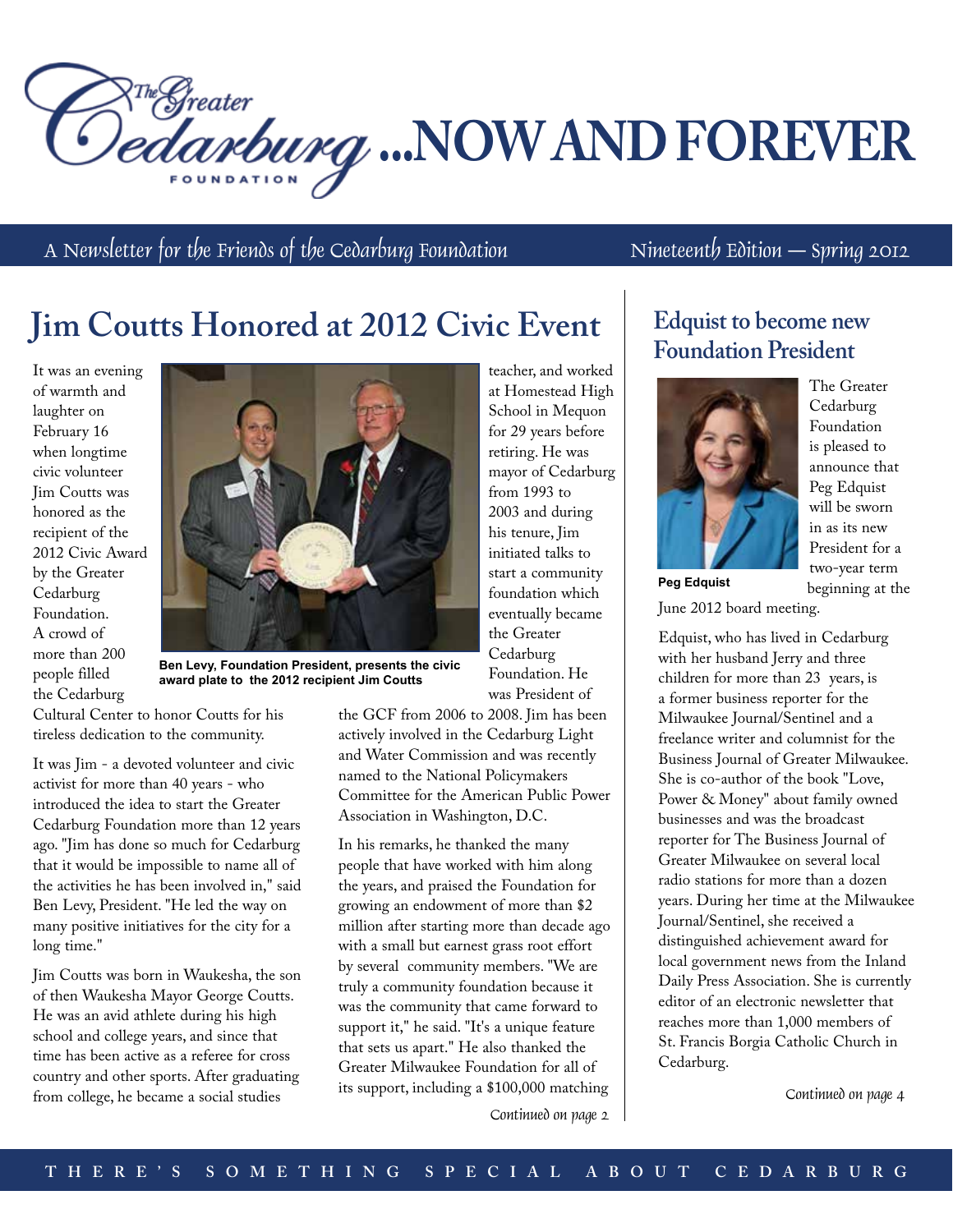# The Greater Cedarburg Foundation ...NOW AND FOREVER

A Newsletter for the Friends of the Cedarburg Foundation — Nineteenth Edition — Spring 2012

## Jim Coutts Honored at 2012 Civic Event

It was an evening of warmth and laughter on February 16 when longtime civic volunteer Jim Coutts was honored as the recipient of the 2012 Civic Award by the Greater Cedarburg Foundation. A crowd of more than 200 people filled the Cedarburg Cultural Center to honor Coutts for his tireless dedication to the community.

Ben Levy, Foundation President, presents the civic award plate to the 2012 recipient Jim Coutts

It was Jim - a devoted volunteer and civic activist for more than 40 years - who introduced the idea to start the Greater Cedarburg Foundation more than 12 years ago. "Jim has done so much for Cedarburg that it would be impossible to name all of the activities he has been involved in," said Ben Levy, President. "He led the way on many positive initiatives for the city for a long time."

Jim Coutts was born in Waukesha, the son of then Waukesha Mayor George Coutts. He was an avid athlete during his high school and college years, and since that time has been active as a referee for cross country and other sports. After graduating from college, he became a social studies teacher, and worked at Homestead High School in Mequon for 29 years before retiring. He was mayor of Cedarburg from 1993 to 2003 and during his tenure, Jim initiated talks to start a community foundation which eventually became the Greater Cedarburg Foundation. He was President of the GCF from 2006 to 2008. Jim has been actively involved in the Cedarburg Light and Water Commission and was recently named to the National Policymakers Committee for the American Public Power Association in Washington, D.C.

In his remarks, he thanked the many people that have worked with him along the years, and praised the Foundation for growing an endowment of more than $2 million after starting more than decade ago with a small but earnest grass root effort by several community members. "We are truly a community foundation because it was the community that came forward to support it," he said. "It's a unique feature that sets us apart." He also thanked the Greater Milwaukee Foundation for all of its support, including a $100,000 matching

*Continued on page 2*

## Edquist to become new Foundation President

Peg Edquist

The Greater Cedarburg Foundation is pleased to announce that Peg Edquist will be sworn in as its new President for a two-year term beginning at the June 2012 board meeting.

Edquist, who has lived in Cedarburg with her husband Jerry and three children for more than 23 years, is a former business reporter for the Milwaukee Journal/Sentinel and a freelance writer and columnist for the Business Journal of Greater Milwaukee. She is co-author of the book "Love, Power & Money" about family owned businesses and was the broadcast reporter for The Business Journal of Greater Milwaukee on several local radio stations for more than a dozen years. During her time at the Milwaukee Journal/Sentinel, she received a distinguished achievement award for local government news from the Inland Daily Press Association. She is currently editor of an electronic newsletter that reaches more than 1,000 members of St. Francis Borgia Catholic Church in Cedarburg.

*Continued on page 4*

THERE'S SOMETHING SPECIAL ABOUT CEDARBURG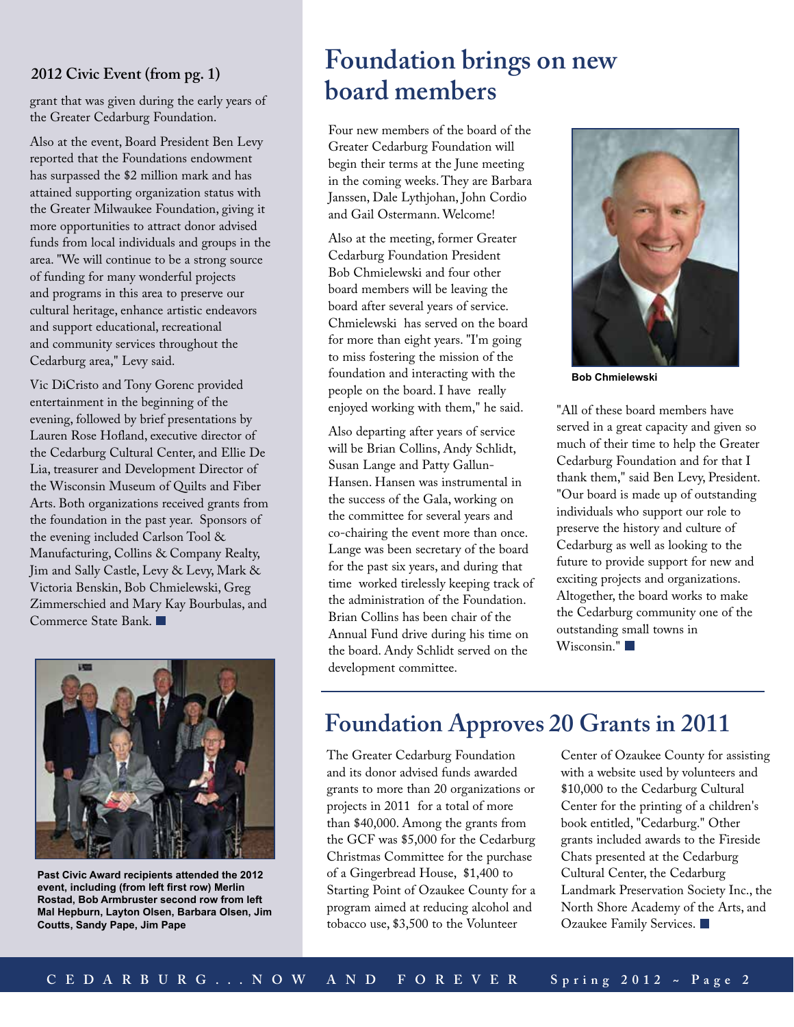**2012 Civic Event (from pg. 1)**

grant that was given during the early years of the Greater Cedarburg Foundation.

Also at the event, Board President Ben Levy reported that the Foundations endowment has surpassed the $2 million mark and has attained supporting organization status with the Greater Milwaukee Foundation, giving it more opportunities to attract donor advised funds from local individuals and groups in the area. "We will continue to be a strong source of funding for many wonderful projects and programs in this area to preserve our cultural heritage, enhance artistic endeavors and support educational, recreational and community services throughout the Cedarburg area," Levy said.

Vic DiCristo and Tony Gorenc provided entertainment in the beginning of the evening, followed by brief presentations by Lauren Rose Hofland, executive director of the Cedarburg Cultural Center, and Ellie De Lia, treasurer and Development Director of the Wisconsin Museum of Quilts and Fiber Arts. Both organizations received grants from the foundation in the past year. Sponsors of the evening included Carlson Tool & Manufacturing, Collins & Company Realty, Jim and Sally Castle, Levy & Levy, Mark & Victoria Benskin, Bob Chmielewski, Greg Zimmerschied and Mary Kay Bourbulas, and Commerce State Bank.

**Past Civic Award recipients attended the 2012 event, including (from left first row) Merlin Rostad, Bob Armbruster second row from left Mal Hepburn, Layton Olsen, Barbara Olsen, Jim Coutts, Sandy Pape, Jim Pape**

# Foundation brings on new board members

Four new members of the board of the Greater Cedarburg Foundation will begin their terms at the June meeting in the coming weeks. They are Barbara Janssen, Dale Lythjohan, John Cordio and Gail Ostermann. Welcome!

Also at the meeting, former Greater Cedarburg Foundation President Bob Chmielewski and four other board members will be leaving the board after several years of service. Chmielewski has served on the board for more than eight years. "I'm going to miss fostering the mission of the foundation and interacting with the people on the board. I have really enjoyed working with them," he said.

Also departing after years of service will be Brian Collins, Andy Schlidt, Susan Lange and Patty Gallun-Hansen. Hansen was instrumental in the success of the Gala, working on the committee for several years and co-chairing the event more than once. Lange was been secretary of the board for the past six years, and during that time worked tirelessly keeping track of the administration of the Foundation. Brian Collins has been chair of the Annual Fund drive during his time on the board. Andy Schlidt served on the development committee.

**Bob Chmielewski**

"All of these board members have served in a great capacity and given so much of their time to help the Greater Cedarburg Foundation and for that I thank them," said Ben Levy, President. "Our board is made up of outstanding individuals who support our role to preserve the history and culture of Cedarburg as well as looking to the future to provide support for new and exciting projects and organizations. Altogether, the board works to make the Cedarburg community one of the outstanding small towns in Wisconsin."

# Foundation Approves 20 Grants in 2011

The Greater Cedarburg Foundation and its donor advised funds awarded grants to more than 20 organizations or projects in 2011 for a total of more than $40,000. Among the grants from the GCF was $5,000 for the Cedarburg Christmas Committee for the purchase of a Gingerbread House, $1,400 to Starting Point of Ozaukee County for a program aimed at reducing alcohol and tobacco use, $3,500 to the Volunteer Center of Ozaukee County for assisting with a website used by volunteers and $10,000 to the Cedarburg Cultural Center for the printing of a children's book entitled, "Cedarburg." Other grants included awards to the Fireside Chats presented at the Cedarburg Cultural Center, the Cedarburg Landmark Preservation Society Inc., the North Shore Academy of the Arts, and Ozaukee Family Services.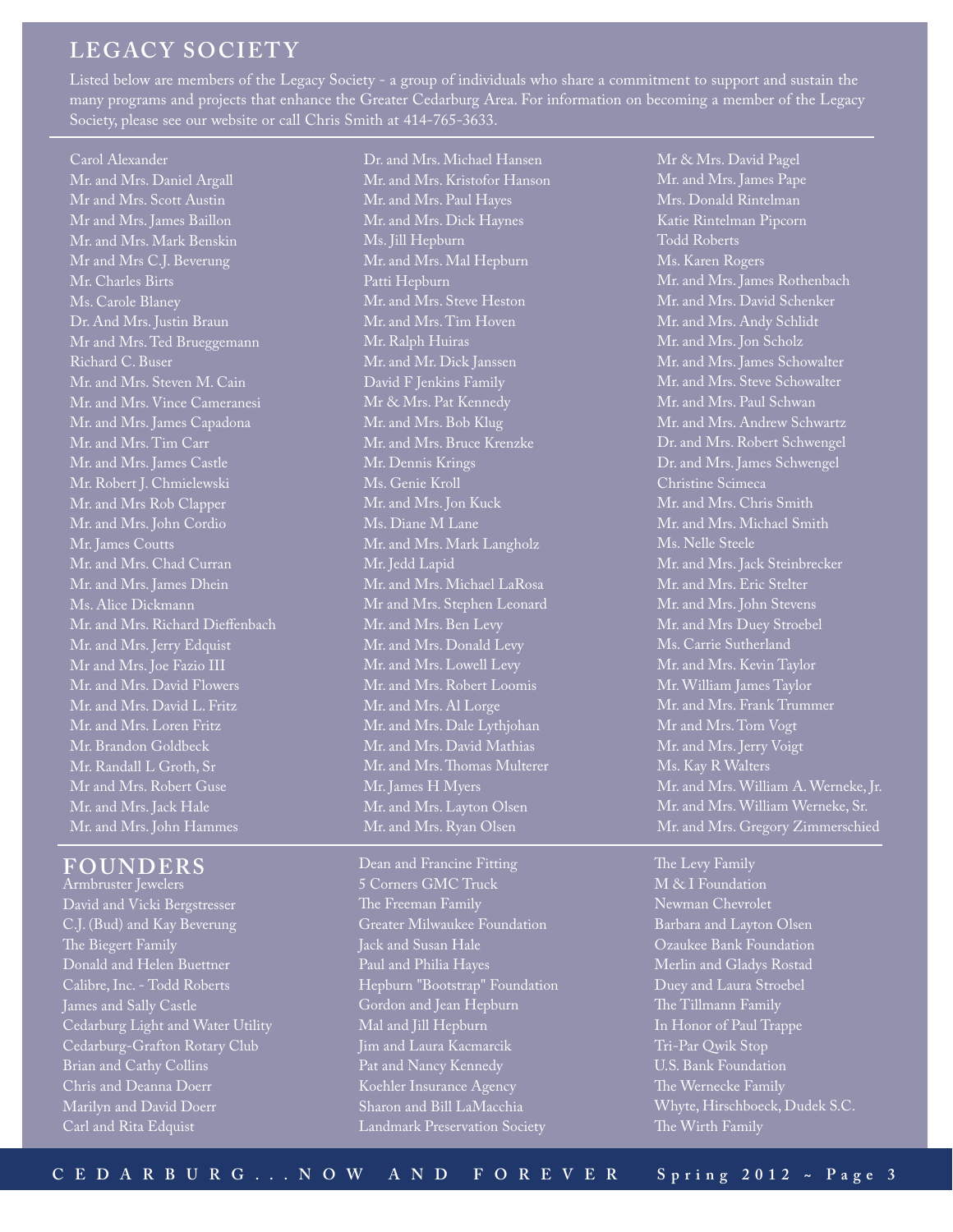## LEGACY SOCIETY

Listed below are members of the Legacy Society - a group of individuals who share a commitment to support and sustain the many programs and projects that enhance the Greater Cedarburg Area. For information on becoming a member of the Legacy Society, please see our website or call Chris Smith at 414-765-3633.

Carol Alexander
Mr. and Mrs. Daniel Argall
Mr and Mrs. Scott Austin
Mr and Mrs. James Baillon
Mr. and Mrs. Mark Benskin
Mr and Mrs C.J. Beverung
Mr. Charles Birts
Ms. Carole Blaney
Dr. And Mrs. Justin Braun
Mr and Mrs. Ted Brueggemann
Richard C. Buser
Mr. and Mrs. Steven M. Cain
Mr. and Mrs. Vince Cameranesi
Mr. and Mrs. James Capadona
Mr. and Mrs. Tim Carr
Mr. and Mrs. James Castle
Mr. Robert J. Chmielewski
Mr. and Mrs Rob Clapper
Mr. and Mrs. John Cordio
Mr. James Coutts
Mr. and Mrs. Chad Curran
Mr. and Mrs. James Dhein
Ms. Alice Dickmann
Mr. and Mrs. Richard Dieffenbach
Mr. and Mrs. Jerry Edquist
Mr and Mrs. Joe Fazio III
Mr. and Mrs. David Flowers
Mr. and Mrs. David L. Fritz
Mr. and Mrs. Loren Fritz
Mr. Brandon Goldbeck
Mr. Randall L Groth, Sr
Mr and Mrs. Robert Guse
Mr. and Mrs. Jack Hale
Mr. and Mrs. John Hammes
Dr. and Mrs. Michael Hansen
Mr. and Mrs. Kristofor Hanson
Mr. and Mrs. Paul Hayes
Mr. and Mrs. Dick Haynes
Ms. Jill Hepburn
Mr. and Mrs. Mal Hepburn
Patti Hepburn
Mr. and Mrs. Steve Heston
Mr. and Mrs. Tim Hoven
Mr. Ralph Huiras
Mr. and Mr. Dick Janssen
David F Jenkins Family
Mr & Mrs. Pat Kennedy
Mr. and Mrs. Bob Klug
Mr. and Mrs. Bruce Krenzke
Mr. Dennis Krings
Ms. Genie Kroll
Mr. and Mrs. Jon Kuck
Ms. Diane M Lane
Mr. and Mrs. Mark Langholz
Mr. Jedd Lapid
Mr. and Mrs. Michael LaRosa
Mr and Mrs. Stephen Leonard
Mr. and Mrs. Ben Levy
Mr. and Mrs. Donald Levy
Mr. and Mrs. Lowell Levy
Mr. and Mrs. Robert Loomis
Mr. and Mrs. Al Lorge
Mr. and Mrs. Dale Lythjohan
Mr. and Mrs. David Mathias
Mr. and Mrs. Thomas Multerer
Mr. James H Myers
Mr. and Mrs. Layton Olsen
Mr. and Mrs. Ryan Olsen
Mr & Mrs. David Pagel
Mr. and Mrs. James Pape
Mrs. Donald Rintelman
Katie Rintelman Pipcorn
Todd Roberts
Ms. Karen Rogers
Mr. and Mrs. James Rothenbach
Mr. and Mrs. David Schenker
Mr. and Mrs. Andy Schlidt
Mr. and Mrs. Jon Scholz
Mr. and Mrs. James Schowalter
Mr. and Mrs. Steve Schowalter
Mr. and Mrs. Paul Schwan
Mr. and Mrs. Andrew Schwartz
Dr. and Mrs. Robert Schwengel
Dr. and Mrs. James Schwengel
Christine Scimeca
Mr. and Mrs. Chris Smith
Mr. and Mrs. Michael Smith
Ms. Nelle Steele
Mr. and Mrs. Jack Steinbrecker
Mr. and Mrs. Eric Stelter
Mr. and Mrs. John Stevens
Mr. and Mrs Duey Stroebel
Ms. Carrie Sutherland
Mr. and Mrs. Kevin Taylor
Mr. William James Taylor
Mr. and Mrs. Frank Trummer
Mr and Mrs. Tom Vogt
Mr. and Mrs. Jerry Voigt
Ms. Kay R Walters
Mr. and Mrs. William A. Werneke, Jr.
Mr. and Mrs. William Werneke, Sr.
Mr. and Mrs. Gregory Zimmerschied

## FOUNDERS

Armbruster Jewelers
David and Vicki Bergstresser
C.J. (Bud) and Kay Beverung
The Biegert Family
Donald and Helen Buettner
Calibre, Inc. - Todd Roberts
James and Sally Castle
Cedarburg Light and Water Utility
Cedarburg-Grafton Rotary Club
Brian and Cathy Collins
Chris and Deanna Doerr
Marilyn and David Doerr
Carl and Rita Edquist
Dean and Francine Fitting
5 Corners GMC Truck
The Freeman Family
Greater Milwaukee Foundation
Jack and Susan Hale
Paul and Philia Hayes
Hepburn "Bootstrap" Foundation
Gordon and Jean Hepburn
Mal and Jill Hepburn
Jim and Laura Kacmarcik
Pat and Nancy Kennedy
Koehler Insurance Agency
Sharon and Bill LaMacchia
Landmark Preservation Society
The Levy Family
M & I Foundation
Newman Chevrolet
Barbara and Layton Olsen
Ozaukee Bank Foundation
Merlin and Gladys Rostad
Duey and Laura Stroebel
The Tillmann Family
In Honor of Paul Trappe
Tri-Par Qwik Stop
U.S. Bank Foundation
The Wernecke Family
Whyte, Hirschboeck, Dudek S.C.
The Wirth Family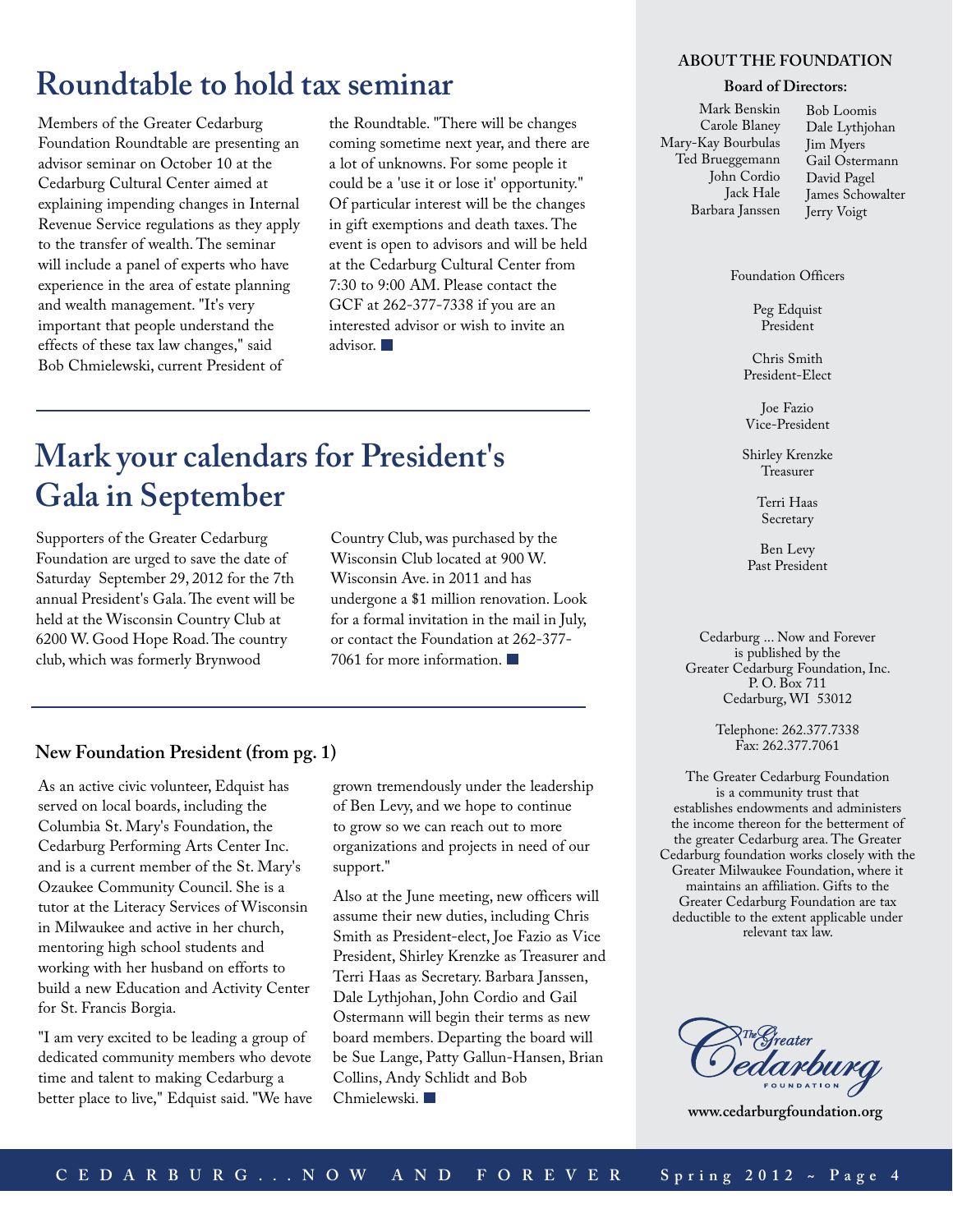# Roundtable to hold tax seminar

Members of the Greater Cedarburg Foundation Roundtable are presenting an advisor seminar on October 10 at the Cedarburg Cultural Center aimed at explaining impending changes in Internal Revenue Service regulations as they apply to the transfer of wealth. The seminar will include a panel of experts who have experience in the area of estate planning and wealth management. "It's very important that people understand the effects of these tax law changes," said Bob Chmielewski, current President of the Roundtable. "There will be changes coming sometime next year, and there are a lot of unknowns. For some people it could be a 'use it or lose it' opportunity." Of particular interest will be the changes in gift exemptions and death taxes. The event is open to advisors and will be held at the Cedarburg Cultural Center from 7:30 to 9:00 AM. Please contact the GCF at 262-377-7338 if you are an interested advisor or wish to invite an advisor. ■

# Mark your calendars for President's Gala in September

Supporters of the Greater Cedarburg Foundation are urged to save the date of Saturday September 29, 2012 for the 7th annual President's Gala. The event will be held at the Wisconsin Country Club at 6200 W. Good Hope Road. The country club, which was formerly Brynwood Country Club, was purchased by the Wisconsin Club located at 900 W. Wisconsin Ave. in 2011 and has undergone a $1 million renovation. Look for a formal invitation in the mail in July, or contact the Foundation at 262-377-7061 for more information. ■

### New Foundation President (from pg. 1)

As an active civic volunteer, Edquist has served on local boards, including the Columbia St. Mary's Foundation, the Cedarburg Performing Arts Center Inc. and is a current member of the St. Mary's Ozaukee Community Council. She is a tutor at the Literacy Services of Wisconsin in Milwaukee and active in her church, mentoring high school students and working with her husband on efforts to build a new Education and Activity Center for St. Francis Borgia.

"I am very excited to be leading a group of dedicated community members who devote time and talent to making Cedarburg a better place to live," Edquist said. "We have grown tremendously under the leadership of Ben Levy, and we hope to continue to grow so we can reach out to more organizations and projects in need of our support."

Also at the June meeting, new officers will assume their new duties, including Chris Smith as President-elect, Joe Fazio as Vice President, Shirley Krenzke as Treasurer and Terri Haas as Secretary. Barbara Janssen, Dale Lythjohan, John Cordio and Gail Ostermann will begin their terms as new board members. Departing the board will be Sue Lange, Patty Gallun-Hansen, Brian Collins, Andy Schlidt and Bob Chmielewski. ■

**ABOUT THE FOUNDATION**

**Board of Directors:**

Mark Benskin
Carole Blaney
Mary-Kay Bourbulas
Ted Brueggemann
John Cordio
Jack Hale
Barbara Janssen
Bob Loomis
Dale Lythjohan
Jim Myers
Gail Ostermann
David Pagel
James Schowalter
Jerry Voigt

Foundation Officers

Peg Edquist
President

Chris Smith
President-Elect

Joe Fazio
Vice-President

Shirley Krenzke
Treasurer

Terri Haas
Secretary

Ben Levy
Past President

Cedarburg ... Now and Forever
is published by the
Greater Cedarburg Foundation, Inc.
P. O. Box 711
Cedarburg, WI 53012

Telephone: 262.377.7338
Fax: 262.377.7061

The Greater Cedarburg Foundation is a community trust that establishes endowments and administers the income thereon for the betterment of the greater Cedarburg area. The Greater Cedarburg foundation works closely with the Greater Milwaukee Foundation, where it maintains an affiliation. Gifts to the Greater Cedarburg Foundation are tax deductible to the extent applicable under relevant tax law.

The Greater Cedarburg Foundation

**www.cedarburgfoundation.org**